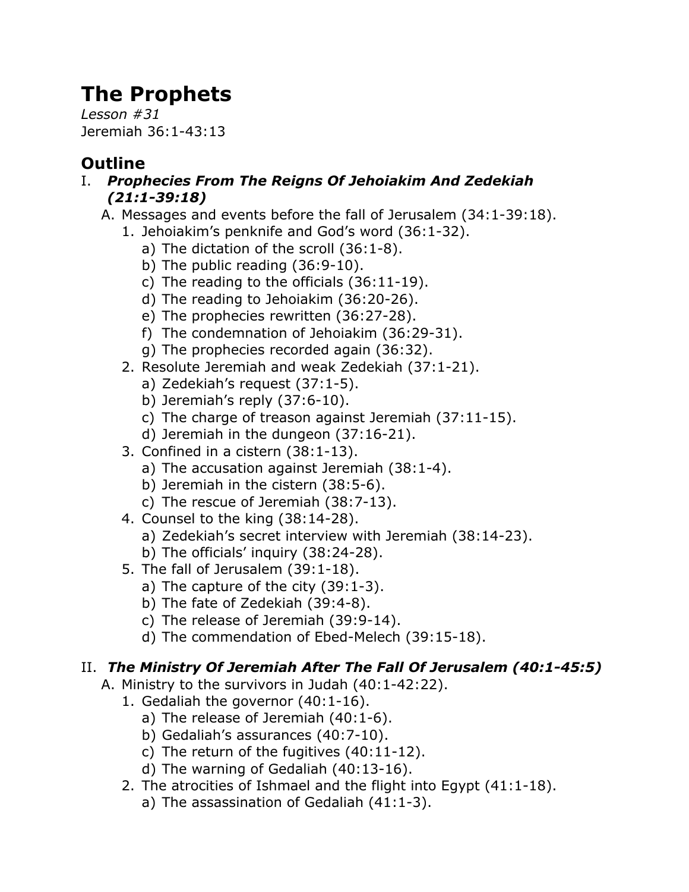# The Prophets

*Lesson #31*
Jeremiah 36:1-43:13

## Outline

I. ***Prophecies From The Reigns Of Jehoiakim And Zedekiah (21:1-39:18)***
   A. Messages and events before the fall of Jerusalem (34:1-39:18).
      1. Jehoiakim's penknife and God's word (36:1-32).
         a) The dictation of the scroll (36:1-8).
         b) The public reading (36:9-10).
         c) The reading to the officials (36:11-19).
         d) The reading to Jehoiakim (36:20-26).
         e) The prophecies rewritten (36:27-28).
         f) The condemnation of Jehoiakim (36:29-31).
         g) The prophecies recorded again (36:32).
      2. Resolute Jeremiah and weak Zedekiah (37:1-21).
         a) Zedekiah's request (37:1-5).
         b) Jeremiah's reply (37:6-10).
         c) The charge of treason against Jeremiah (37:11-15).
         d) Jeremiah in the dungeon (37:16-21).
      3. Confined in a cistern (38:1-13).
         a) The accusation against Jeremiah (38:1-4).
         b) Jeremiah in the cistern (38:5-6).
         c) The rescue of Jeremiah (38:7-13).
      4. Counsel to the king (38:14-28).
         a) Zedekiah's secret interview with Jeremiah (38:14-23).
         b) The officials' inquiry (38:24-28).
      5. The fall of Jerusalem (39:1-18).
         a) The capture of the city (39:1-3).
         b) The fate of Zedekiah (39:4-8).
         c) The release of Jeremiah (39:9-14).
         d) The commendation of Ebed-Melech (39:15-18).

II. ***The Ministry Of Jeremiah After The Fall Of Jerusalem (40:1-45:5)***
   A. Ministry to the survivors in Judah (40:1-42:22).
      1. Gedaliah the governor (40:1-16).
         a) The release of Jeremiah (40:1-6).
         b) Gedaliah's assurances (40:7-10).
         c) The return of the fugitives (40:11-12).
         d) The warning of Gedaliah (40:13-16).
      2. The atrocities of Ishmael and the flight into Egypt (41:1-18).
         a) The assassination of Gedaliah (41:1-3).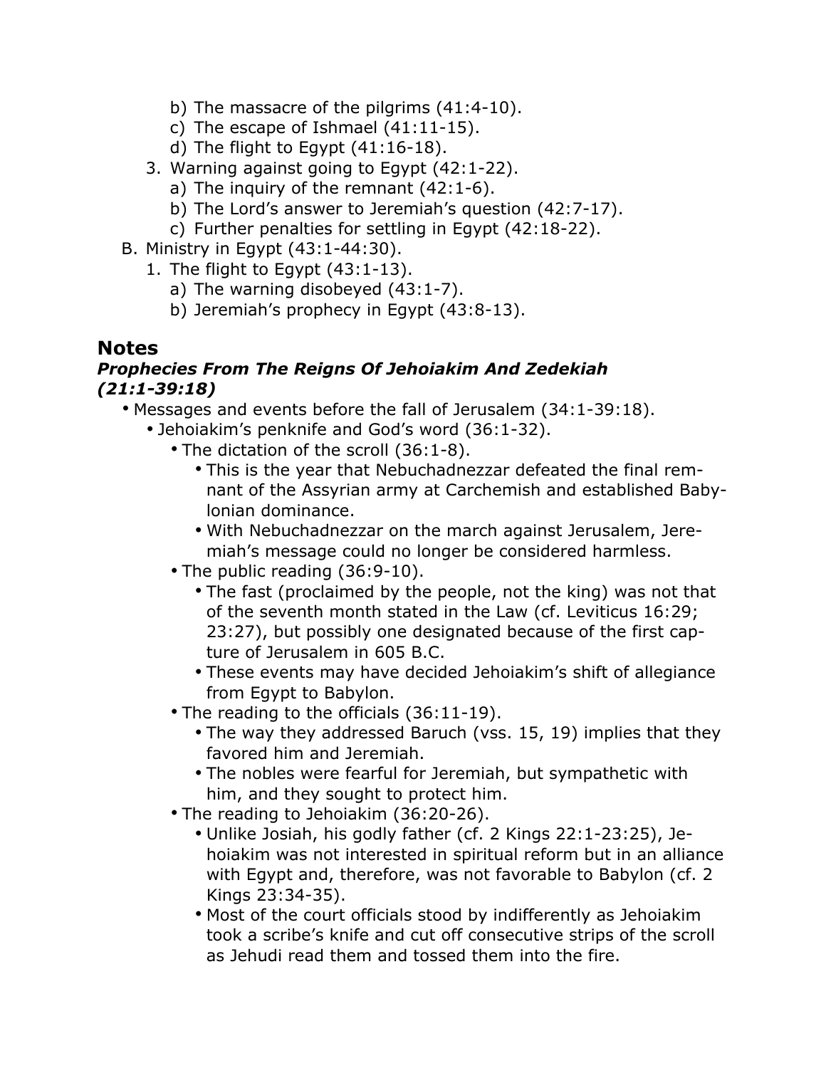- b) The massacre of the pilgrims (41:4-10).
- c) The escape of Ishmael (41:11-15).
- d) The flight to Egypt (41:16-18).

3. Warning against going to Egypt (42:1-22).
   - a) The inquiry of the remnant (42:1-6).
   - b) The Lord's answer to Jeremiah's question (42:7-17).
   - c) Further penalties for settling in Egypt (42:18-22).

B. Ministry in Egypt (43:1-44:30).

1. The flight to Egypt (43:1-13).
   - a) The warning disobeyed (43:1-7).
   - b) Jeremiah's prophecy in Egypt (43:8-13).

## Notes

### *Prophecies From The Reigns Of Jehoiakim And Zedekiah (21:1-39:18)*

- Messages and events before the fall of Jerusalem (34:1-39:18).
  - Jehoiakim's penknife and God's word (36:1-32).
    - The dictation of the scroll (36:1-8).
      - This is the year that Nebuchadnezzar defeated the final remnant of the Assyrian army at Carchemish and established Babylonian dominance.
      - With Nebuchadnezzar on the march against Jerusalem, Jeremiah's message could no longer be considered harmless.
    - The public reading (36:9-10).
      - The fast (proclaimed by the people, not the king) was not that of the seventh month stated in the Law (cf. Leviticus 16:29; 23:27), but possibly one designated because of the first capture of Jerusalem in 605 B.C.
      - These events may have decided Jehoiakim's shift of allegiance from Egypt to Babylon.
    - The reading to the officials (36:11-19).
      - The way they addressed Baruch (vss. 15, 19) implies that they favored him and Jeremiah.
      - The nobles were fearful for Jeremiah, but sympathetic with him, and they sought to protect him.
    - The reading to Jehoiakim (36:20-26).
      - Unlike Josiah, his godly father (cf. 2 Kings 22:1-23:25), Jehoiakim was not interested in spiritual reform but in an alliance with Egypt and, therefore, was not favorable to Babylon (cf. 2 Kings 23:34-35).
      - Most of the court officials stood by indifferently as Jehoiakim took a scribe's knife and cut off consecutive strips of the scroll as Jehudi read them and tossed them into the fire.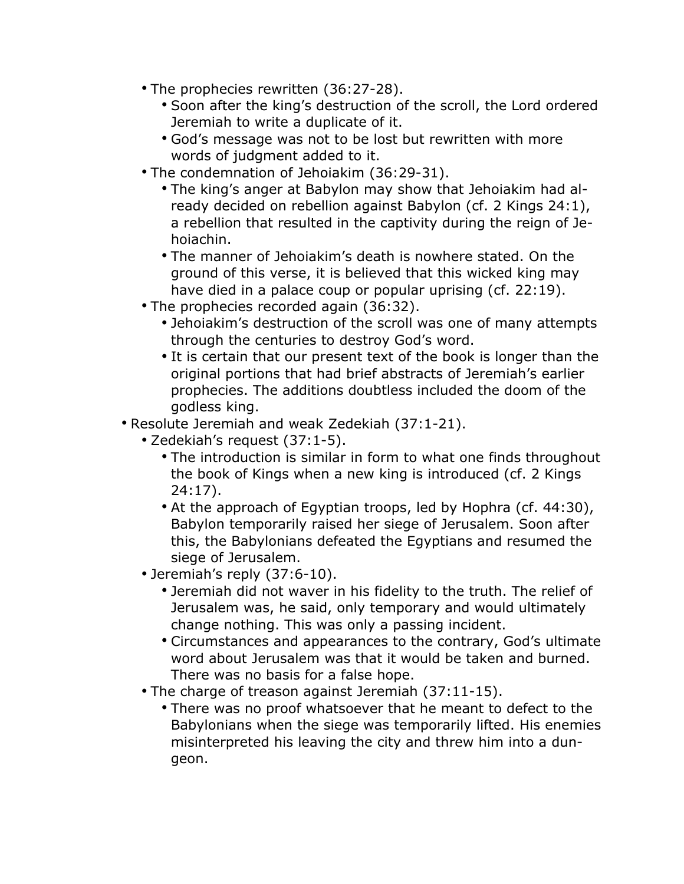- The prophecies rewritten (36:27-28).
  - Soon after the king's destruction of the scroll, the Lord ordered Jeremiah to write a duplicate of it.
  - God's message was not to be lost but rewritten with more words of judgment added to it.
- The condemnation of Jehoiakim (36:29-31).
  - The king's anger at Babylon may show that Jehoiakim had already decided on rebellion against Babylon (cf. 2 Kings 24:1), a rebellion that resulted in the captivity during the reign of Jehoiachin.
  - The manner of Jehoiakim's death is nowhere stated. On the ground of this verse, it is believed that this wicked king may have died in a palace coup or popular uprising (cf. 22:19).
- The prophecies recorded again (36:32).
  - Jehoiakim's destruction of the scroll was one of many attempts through the centuries to destroy God's word.
  - It is certain that our present text of the book is longer than the original portions that had brief abstracts of Jeremiah's earlier prophecies. The additions doubtless included the doom of the godless king.

- Resolute Jeremiah and weak Zedekiah (37:1-21).
  - Zedekiah's request (37:1-5).
    - The introduction is similar in form to what one finds throughout the book of Kings when a new king is introduced (cf. 2 Kings 24:17).
    - At the approach of Egyptian troops, led by Hophra (cf. 44:30), Babylon temporarily raised her siege of Jerusalem. Soon after this, the Babylonians defeated the Egyptians and resumed the siege of Jerusalem.
  - Jeremiah's reply (37:6-10).
    - Jeremiah did not waver in his fidelity to the truth. The relief of Jerusalem was, he said, only temporary and would ultimately change nothing. This was only a passing incident.
    - Circumstances and appearances to the contrary, God's ultimate word about Jerusalem was that it would be taken and burned. There was no basis for a false hope.
  - The charge of treason against Jeremiah (37:11-15).
    - There was no proof whatsoever that he meant to defect to the Babylonians when the siege was temporarily lifted. His enemies misinterpreted his leaving the city and threw him into a dungeon.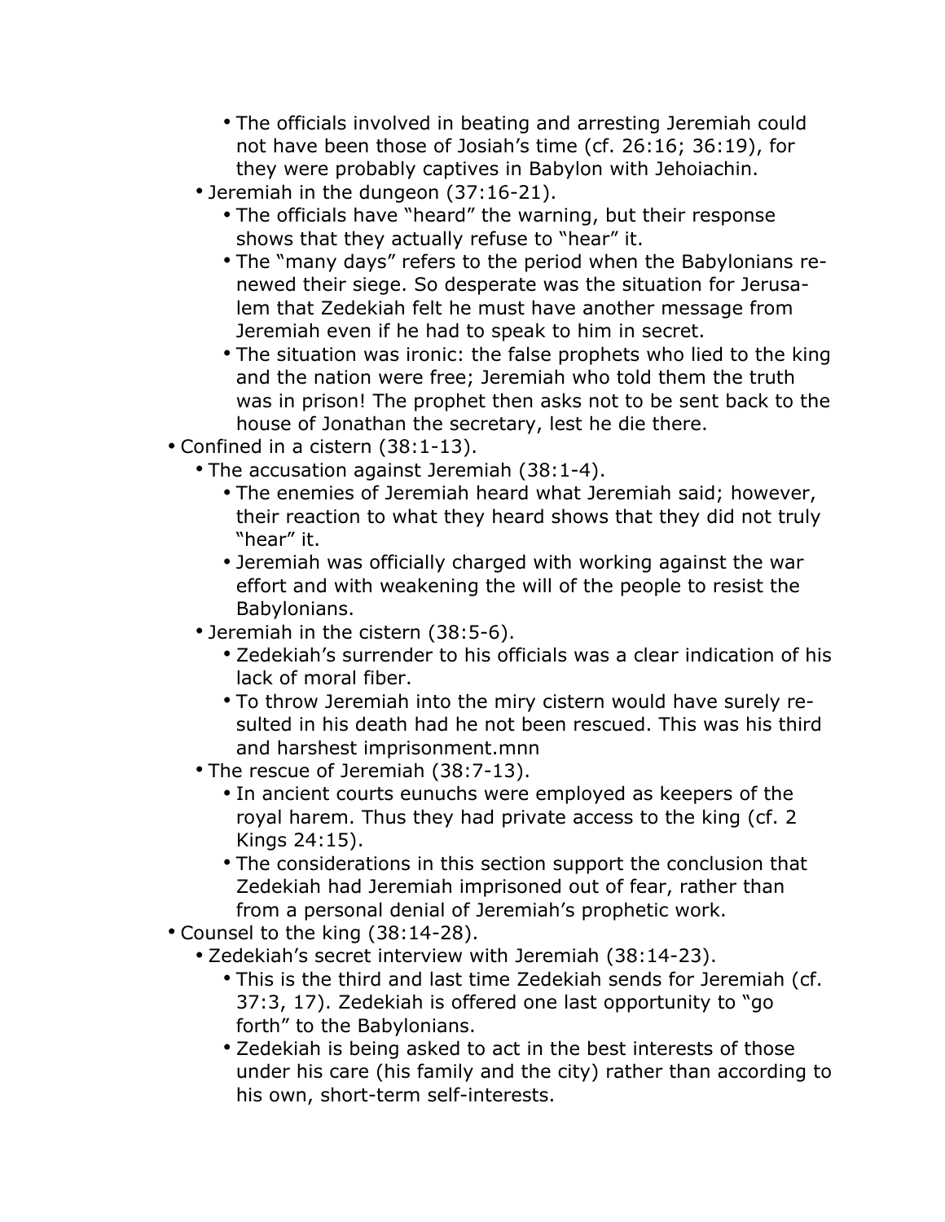- The officials involved in beating and arresting Jeremiah could not have been those of Josiah's time (cf. 26:16; 36:19), for they were probably captives in Babylon with Jehoiachin.
  - Jeremiah in the dungeon (37:16-21).
    - The officials have "heard" the warning, but their response shows that they actually refuse to "hear" it.
    - The "many days" refers to the period when the Babylonians renewed their siege. So desperate was the situation for Jerusalem that Zedekiah felt he must have another message from Jeremiah even if he had to speak to him in secret.
    - The situation was ironic: the false prophets who lied to the king and the nation were free; Jeremiah who told them the truth was in prison! The prophet then asks not to be sent back to the house of Jonathan the secretary, lest he die there.
- Confined in a cistern (38:1-13).
  - The accusation against Jeremiah (38:1-4).
    - The enemies of Jeremiah heard what Jeremiah said; however, their reaction to what they heard shows that they did not truly "hear" it.
    - Jeremiah was officially charged with working against the war effort and with weakening the will of the people to resist the Babylonians.
  - Jeremiah in the cistern (38:5-6).
    - Zedekiah's surrender to his officials was a clear indication of his lack of moral fiber.
    - To throw Jeremiah into the miry cistern would have surely resulted in his death had he not been rescued. This was his third and harshest imprisonment.mnn
  - The rescue of Jeremiah (38:7-13).
    - In ancient courts eunuchs were employed as keepers of the royal harem. Thus they had private access to the king (cf. 2 Kings 24:15).
    - The considerations in this section support the conclusion that Zedekiah had Jeremiah imprisoned out of fear, rather than from a personal denial of Jeremiah's prophetic work.
- Counsel to the king (38:14-28).
  - Zedekiah's secret interview with Jeremiah (38:14-23).
    - This is the third and last time Zedekiah sends for Jeremiah (cf. 37:3, 17). Zedekiah is offered one last opportunity to "go forth" to the Babylonians.
    - Zedekiah is being asked to act in the best interests of those under his care (his family and the city) rather than according to his own, short-term self-interests.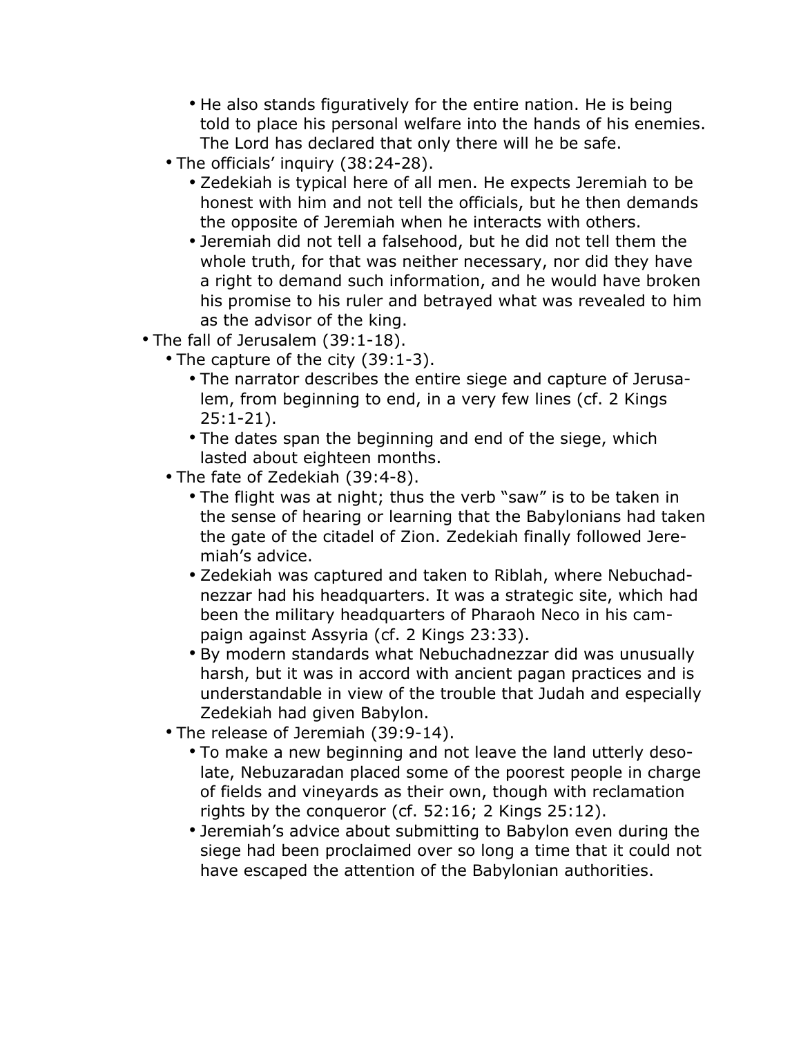- He also stands figuratively for the entire nation. He is being told to place his personal welfare into the hands of his enemies. The Lord has declared that only there will he be safe.
    - The officials' inquiry (38:24-28).
        - Zedekiah is typical here of all men. He expects Jeremiah to be honest with him and not tell the officials, but he then demands the opposite of Jeremiah when he interacts with others.
        - Jeremiah did not tell a falsehood, but he did not tell them the whole truth, for that was neither necessary, nor did they have a right to demand such information, and he would have broken his promise to his ruler and betrayed what was revealed to him as the advisor of the king.
- The fall of Jerusalem (39:1-18).
    - The capture of the city (39:1-3).
        - The narrator describes the entire siege and capture of Jerusalem, from beginning to end, in a very few lines (cf. 2 Kings 25:1-21).
        - The dates span the beginning and end of the siege, which lasted about eighteen months.
    - The fate of Zedekiah (39:4-8).
        - The flight was at night; thus the verb "saw" is to be taken in the sense of hearing or learning that the Babylonians had taken the gate of the citadel of Zion. Zedekiah finally followed Jeremiah's advice.
        - Zedekiah was captured and taken to Riblah, where Nebuchadnezzar had his headquarters. It was a strategic site, which had been the military headquarters of Pharaoh Neco in his campaign against Assyria (cf. 2 Kings 23:33).
        - By modern standards what Nebuchadnezzar did was unusually harsh, but it was in accord with ancient pagan practices and is understandable in view of the trouble that Judah and especially Zedekiah had given Babylon.
    - The release of Jeremiah (39:9-14).
        - To make a new beginning and not leave the land utterly desolate, Nebuzaradan placed some of the poorest people in charge of fields and vineyards as their own, though with reclamation rights by the conqueror (cf. 52:16; 2 Kings 25:12).
        - Jeremiah's advice about submitting to Babylon even during the siege had been proclaimed over so long a time that it could not have escaped the attention of the Babylonian authorities.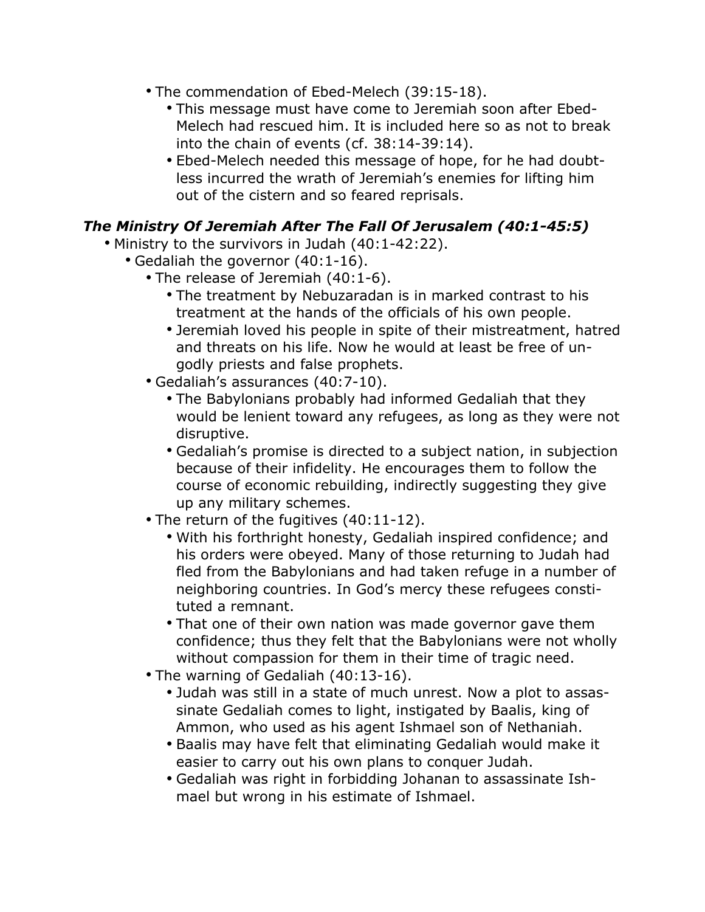- The commendation of Ebed-Melech (39:15-18).
  - This message must have come to Jeremiah soon after Ebed-Melech had rescued him. It is included here so as not to break into the chain of events (cf. 38:14-39:14).
  - Ebed-Melech needed this message of hope, for he had doubtless incurred the wrath of Jeremiah's enemies for lifting him out of the cistern and so feared reprisals.

### *The Ministry Of Jeremiah After The Fall Of Jerusalem (40:1-45:5)*

- Ministry to the survivors in Judah (40:1-42:22).
  - Gedaliah the governor (40:1-16).
    - The release of Jeremiah (40:1-6).
      - The treatment by Nebuzaradan is in marked contrast to his treatment at the hands of the officials of his own people.
      - Jeremiah loved his people in spite of their mistreatment, hatred and threats on his life. Now he would at least be free of ungodly priests and false prophets.
    - Gedaliah's assurances (40:7-10).
      - The Babylonians probably had informed Gedaliah that they would be lenient toward any refugees, as long as they were not disruptive.
      - Gedaliah's promise is directed to a subject nation, in subjection because of their infidelity. He encourages them to follow the course of economic rebuilding, indirectly suggesting they give up any military schemes.
    - The return of the fugitives (40:11-12).
      - With his forthright honesty, Gedaliah inspired confidence; and his orders were obeyed. Many of those returning to Judah had fled from the Babylonians and had taken refuge in a number of neighboring countries. In God's mercy these refugees constituted a remnant.
      - That one of their own nation was made governor gave them confidence; thus they felt that the Babylonians were not wholly without compassion for them in their time of tragic need.
    - The warning of Gedaliah (40:13-16).
      - Judah was still in a state of much unrest. Now a plot to assassinate Gedaliah comes to light, instigated by Baalis, king of Ammon, who used as his agent Ishmael son of Nethaniah.
      - Baalis may have felt that eliminating Gedaliah would make it easier to carry out his own plans to conquer Judah.
      - Gedaliah was right in forbidding Johanan to assassinate Ishmael but wrong in his estimate of Ishmael.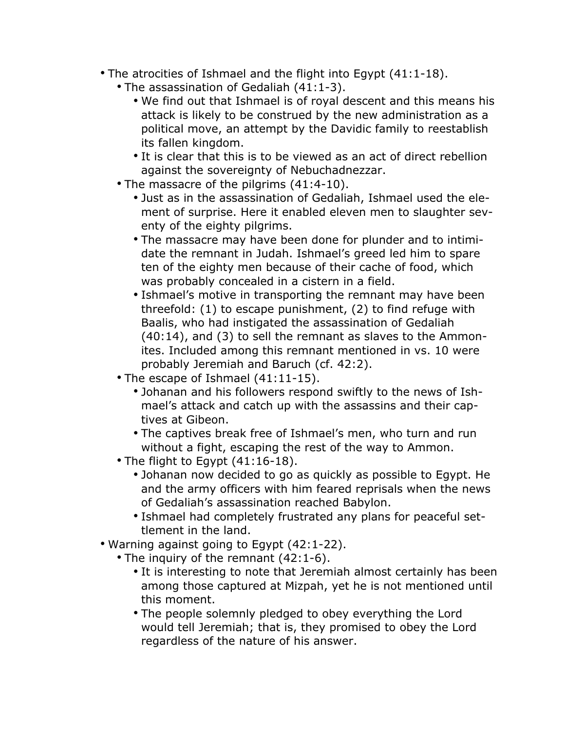- The atrocities of Ishmael and the flight into Egypt (41:1-18).
  - The assassination of Gedaliah (41:1-3).
    - We find out that Ishmael is of royal descent and this means his attack is likely to be construed by the new administration as a political move, an attempt by the Davidic family to reestablish its fallen kingdom.
    - It is clear that this is to be viewed as an act of direct rebellion against the sovereignty of Nebuchadnezzar.
  - The massacre of the pilgrims (41:4-10).
    - Just as in the assassination of Gedaliah, Ishmael used the element of surprise. Here it enabled eleven men to slaughter seventy of the eighty pilgrims.
    - The massacre may have been done for plunder and to intimidate the remnant in Judah. Ishmael's greed led him to spare ten of the eighty men because of their cache of food, which was probably concealed in a cistern in a field.
    - Ishmael's motive in transporting the remnant may have been threefold: (1) to escape punishment, (2) to find refuge with Baalis, who had instigated the assassination of Gedaliah (40:14), and (3) to sell the remnant as slaves to the Ammonites. Included among this remnant mentioned in vs. 10 were probably Jeremiah and Baruch (cf. 42:2).
  - The escape of Ishmael (41:11-15).
    - Johanan and his followers respond swiftly to the news of Ishmael's attack and catch up with the assassins and their captives at Gibeon.
    - The captives break free of Ishmael's men, who turn and run without a fight, escaping the rest of the way to Ammon.
  - The flight to Egypt (41:16-18).
    - Johanan now decided to go as quickly as possible to Egypt. He and the army officers with him feared reprisals when the news of Gedaliah's assassination reached Babylon.
    - Ishmael had completely frustrated any plans for peaceful settlement in the land.
- Warning against going to Egypt (42:1-22).
  - The inquiry of the remnant (42:1-6).
    - It is interesting to note that Jeremiah almost certainly has been among those captured at Mizpah, yet he is not mentioned until this moment.
    - The people solemnly pledged to obey everything the Lord would tell Jeremiah; that is, they promised to obey the Lord regardless of the nature of his answer.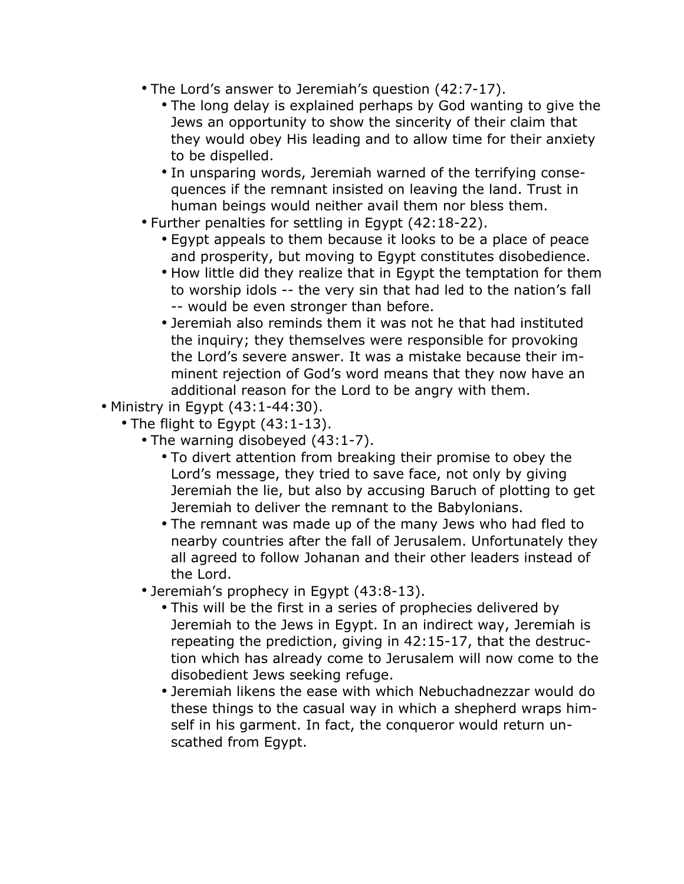- The Lord's answer to Jeremiah's question (42:7-17).
  - The long delay is explained perhaps by God wanting to give the Jews an opportunity to show the sincerity of their claim that they would obey His leading and to allow time for their anxiety to be dispelled.
  - In unsparing words, Jeremiah warned of the terrifying consequences if the remnant insisted on leaving the land. Trust in human beings would neither avail them nor bless them.
- Further penalties for settling in Egypt (42:18-22).
  - Egypt appeals to them because it looks to be a place of peace and prosperity, but moving to Egypt constitutes disobedience.
  - How little did they realize that in Egypt the temptation for them to worship idols -- the very sin that had led to the nation's fall -- would be even stronger than before.
  - Jeremiah also reminds them it was not he that had instituted the inquiry; they themselves were responsible for provoking the Lord's severe answer. It was a mistake because their imminent rejection of God's word means that they now have an additional reason for the Lord to be angry with them.

- Ministry in Egypt (43:1-44:30).
  - The flight to Egypt (43:1-13).
    - The warning disobeyed (43:1-7).
      - To divert attention from breaking their promise to obey the Lord's message, they tried to save face, not only by giving Jeremiah the lie, but also by accusing Baruch of plotting to get Jeremiah to deliver the remnant to the Babylonians.
      - The remnant was made up of the many Jews who had fled to nearby countries after the fall of Jerusalem. Unfortunately they all agreed to follow Johanan and their other leaders instead of the Lord.
    - Jeremiah's prophecy in Egypt (43:8-13).
      - This will be the first in a series of prophecies delivered by Jeremiah to the Jews in Egypt. In an indirect way, Jeremiah is repeating the prediction, giving in 42:15-17, that the destruction which has already come to Jerusalem will now come to the disobedient Jews seeking refuge.
      - Jeremiah likens the ease with which Nebuchadnezzar would do these things to the casual way in which a shepherd wraps himself in his garment. In fact, the conqueror would return unscathed from Egypt.